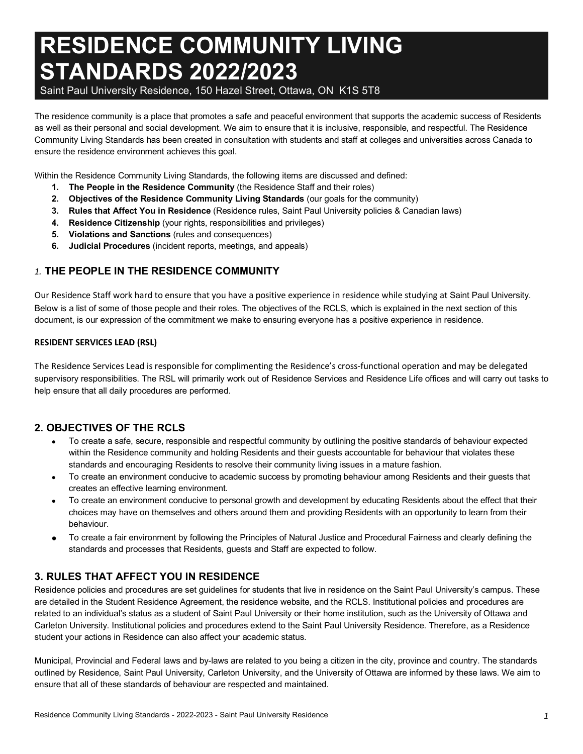# RESIDENCE COMMUNITY LIVING STANDARDS 2022/2023

Saint Paul University Residence, 150 Hazel Street, Ottawa, ON K1S 5T8

The residence community is a place that promotes a safe and peaceful environment that supports the academic success of Residents as well as their personal and social development. We aim to ensure that it is inclusive, responsible, and respectful. The Residence Community Living Standards has been created in consultation with students and staff at colleges and universities across Canada to ensure the residence environment achieves this goal.

Within the Residence Community Living Standards, the following items are discussed and defined:

1. **The People in the Residence Community** (the Residence Staff and their roles)
2. **Objectives of the Residence Community Living Standards** (our goals for the community)
3. **Rules that Affect You in Residence** (Residence rules, Saint Paul University policies & Canadian laws)
4. **Residence Citizenship** (your rights, responsibilities and privileges)
5. **Violations and Sanctions** (rules and consequences)
6. **Judicial Procedures** (incident reports, meetings, and appeals)

## *1.* THE PEOPLE IN THE RESIDENCE COMMUNITY

Our Residence Staff work hard to ensure that you have a positive experience in residence while studying at Saint Paul University. Below is a list of some of those people and their roles. The objectives of the RCLS, which is explained in the next section of this document, is our expression of the commitment we make to ensuring everyone has a positive experience in residence.

#### RESIDENT SERVICES LEAD (RSL)

The Residence Services Lead is responsible for complimenting the Residence's cross-functional operation and may be delegated supervisory responsibilities. The RSL will primarily work out of Residence Services and Residence Life offices and will carry out tasks to help ensure that all daily procedures are performed.

## 2. OBJECTIVES OF THE RCLS

- To create a safe, secure, responsible and respectful community by outlining the positive standards of behaviour expected within the Residence community and holding Residents and their guests accountable for behaviour that violates these standards and encouraging Residents to resolve their community living issues in a mature fashion.
- To create an environment conducive to academic success by promoting behaviour among Residents and their guests that creates an effective learning environment.
- To create an environment conducive to personal growth and development by educating Residents about the effect that their choices may have on themselves and others around them and providing Residents with an opportunity to learn from their behaviour.
- To create a fair environment by following the Principles of Natural Justice and Procedural Fairness and clearly defining the standards and processes that Residents, guests and Staff are expected to follow.

## 3. RULES THAT AFFECT YOU IN RESIDENCE

Residence policies and procedures are set guidelines for students that live in residence on the Saint Paul University's campus. These are detailed in the Student Residence Agreement, the residence website, and the RCLS. Institutional policies and procedures are related to an individual's status as a student of Saint Paul University or their home institution, such as the University of Ottawa and Carleton University. Institutional policies and procedures extend to the Saint Paul University Residence. Therefore, as a Residence student your actions in Residence can also affect your academic status.

Municipal, Provincial and Federal laws and by-laws are related to you being a citizen in the city, province and country. The standards outlined by Residence, Saint Paul University, Carleton University, and the University of Ottawa are informed by these laws. We aim to ensure that all of these standards of behaviour are respected and maintained.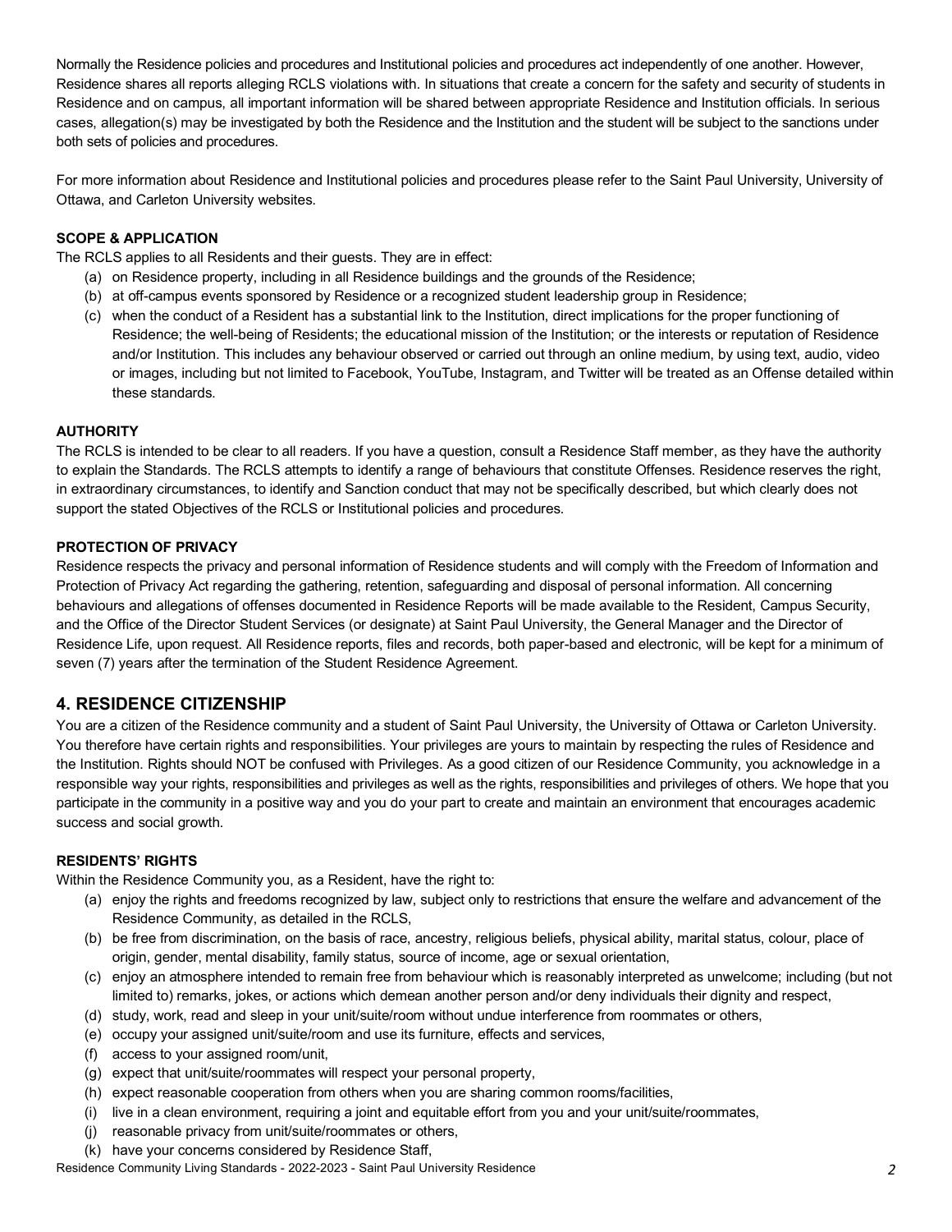Normally the Residence policies and procedures and Institutional policies and procedures act independently of one another. However, Residence shares all reports alleging RCLS violations with. In situations that create a concern for the safety and security of students in Residence and on campus, all important information will be shared between appropriate Residence and Institution officials. In serious cases, allegation(s) may be investigated by both the Residence and the Institution and the student will be subject to the sanctions under both sets of policies and procedures.

For more information about Residence and Institutional policies and procedures please refer to the Saint Paul University, University of Ottawa, and Carleton University websites.

**SCOPE & APPLICATION**

The RCLS applies to all Residents and their guests. They are in effect:

(a) on Residence property, including in all Residence buildings and the grounds of the Residence;
(b) at off-campus events sponsored by Residence or a recognized student leadership group in Residence;
(c) when the conduct of a Resident has a substantial link to the Institution, direct implications for the proper functioning of Residence; the well-being of Residents; the educational mission of the Institution; or the interests or reputation of Residence and/or Institution. This includes any behaviour observed or carried out through an online medium, by using text, audio, video or images, including but not limited to Facebook, YouTube, Instagram, and Twitter will be treated as an Offense detailed within these standards.

**AUTHORITY**

The RCLS is intended to be clear to all readers. If you have a question, consult a Residence Staff member, as they have the authority to explain the Standards. The RCLS attempts to identify a range of behaviours that constitute Offenses. Residence reserves the right, in extraordinary circumstances, to identify and Sanction conduct that may not be specifically described, but which clearly does not support the stated Objectives of the RCLS or Institutional policies and procedures.

**PROTECTION OF PRIVACY**

Residence respects the privacy and personal information of Residence students and will comply with the Freedom of Information and Protection of Privacy Act regarding the gathering, retention, safeguarding and disposal of personal information. All concerning behaviours and allegations of offenses documented in Residence Reports will be made available to the Resident, Campus Security, and the Office of the Director Student Services (or designate) at Saint Paul University, the General Manager and the Director of Residence Life, upon request. All Residence reports, files and records, both paper-based and electronic, will be kept for a minimum of seven (7) years after the termination of the Student Residence Agreement.

## 4. RESIDENCE CITIZENSHIP

You are a citizen of the Residence community and a student of Saint Paul University, the University of Ottawa or Carleton University. You therefore have certain rights and responsibilities. Your privileges are yours to maintain by respecting the rules of Residence and the Institution. Rights should NOT be confused with Privileges. As a good citizen of our Residence Community, you acknowledge in a responsible way your rights, responsibilities and privileges as well as the rights, responsibilities and privileges of others. We hope that you participate in the community in a positive way and you do your part to create and maintain an environment that encourages academic success and social growth.

**RESIDENTS' RIGHTS**

Within the Residence Community you, as a Resident, have the right to:

(a) enjoy the rights and freedoms recognized by law, subject only to restrictions that ensure the welfare and advancement of the Residence Community, as detailed in the RCLS,
(b) be free from discrimination, on the basis of race, ancestry, religious beliefs, physical ability, marital status, colour, place of origin, gender, mental disability, family status, source of income, age or sexual orientation,
(c) enjoy an atmosphere intended to remain free from behaviour which is reasonably interpreted as unwelcome; including (but not limited to) remarks, jokes, or actions which demean another person and/or deny individuals their dignity and respect,
(d) study, work, read and sleep in your unit/suite/room without undue interference from roommates or others,
(e) occupy your assigned unit/suite/room and use its furniture, effects and services,
(f) access to your assigned room/unit,
(g) expect that unit/suite/roommates will respect your personal property,
(h) expect reasonable cooperation from others when you are sharing common rooms/facilities,
(i) live in a clean environment, requiring a joint and equitable effort from you and your unit/suite/roommates,
(j) reasonable privacy from unit/suite/roommates or others,
(k) have your concerns considered by Residence Staff,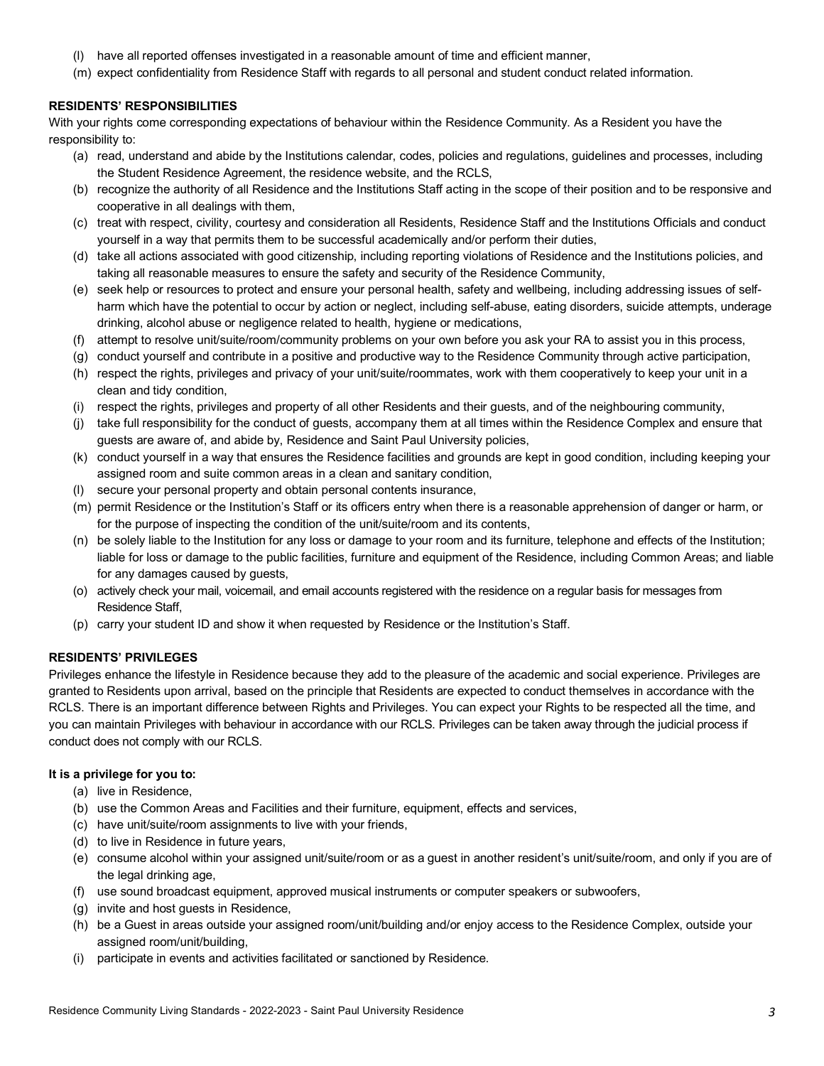(l) have all reported offenses investigated in a reasonable amount of time and efficient manner,
(m) expect confidentiality from Residence Staff with regards to all personal and student conduct related information.

**RESIDENTS' RESPONSIBILITIES**

With your rights come corresponding expectations of behaviour within the Residence Community. As a Resident you have the responsibility to:

(a) read, understand and abide by the Institutions calendar, codes, policies and regulations, guidelines and processes, including the Student Residence Agreement, the residence website, and the RCLS,
(b) recognize the authority of all Residence and the Institutions Staff acting in the scope of their position and to be responsive and cooperative in all dealings with them,
(c) treat with respect, civility, courtesy and consideration all Residents, Residence Staff and the Institutions Officials and conduct yourself in a way that permits them to be successful academically and/or perform their duties,
(d) take all actions associated with good citizenship, including reporting violations of Residence and the Institutions policies, and taking all reasonable measures to ensure the safety and security of the Residence Community,
(e) seek help or resources to protect and ensure your personal health, safety and wellbeing, including addressing issues of self-harm which have the potential to occur by action or neglect, including self-abuse, eating disorders, suicide attempts, underage drinking, alcohol abuse or negligence related to health, hygiene or medications,
(f) attempt to resolve unit/suite/room/community problems on your own before you ask your RA to assist you in this process,
(g) conduct yourself and contribute in a positive and productive way to the Residence Community through active participation,
(h) respect the rights, privileges and privacy of your unit/suite/roommates, work with them cooperatively to keep your unit in a clean and tidy condition,
(i) respect the rights, privileges and property of all other Residents and their guests, and of the neighbouring community,
(j) take full responsibility for the conduct of guests, accompany them at all times within the Residence Complex and ensure that guests are aware of, and abide by, Residence and Saint Paul University policies,
(k) conduct yourself in a way that ensures the Residence facilities and grounds are kept in good condition, including keeping your assigned room and suite common areas in a clean and sanitary condition,
(l) secure your personal property and obtain personal contents insurance,
(m) permit Residence or the Institution's Staff or its officers entry when there is a reasonable apprehension of danger or harm, or for the purpose of inspecting the condition of the unit/suite/room and its contents,
(n) be solely liable to the Institution for any loss or damage to your room and its furniture, telephone and effects of the Institution; liable for loss or damage to the public facilities, furniture and equipment of the Residence, including Common Areas; and liable for any damages caused by guests,
(o) actively check your mail, voicemail, and email accounts registered with the residence on a regular basis for messages from Residence Staff,
(p) carry your student ID and show it when requested by Residence or the Institution's Staff.

**RESIDENTS' PRIVILEGES**

Privileges enhance the lifestyle in Residence because they add to the pleasure of the academic and social experience. Privileges are granted to Residents upon arrival, based on the principle that Residents are expected to conduct themselves in accordance with the RCLS. There is an important difference between Rights and Privileges. You can expect your Rights to be respected all the time, and you can maintain Privileges with behaviour in accordance with our RCLS. Privileges can be taken away through the judicial process if conduct does not comply with our RCLS.

**It is a privilege for you to:**

(a) live in Residence,
(b) use the Common Areas and Facilities and their furniture, equipment, effects and services,
(c) have unit/suite/room assignments to live with your friends,
(d) to live in Residence in future years,
(e) consume alcohol within your assigned unit/suite/room or as a guest in another resident's unit/suite/room, and only if you are of the legal drinking age,
(f) use sound broadcast equipment, approved musical instruments or computer speakers or subwoofers,
(g) invite and host guests in Residence,
(h) be a Guest in areas outside your assigned room/unit/building and/or enjoy access to the Residence Complex, outside your assigned room/unit/building,
(i) participate in events and activities facilitated or sanctioned by Residence.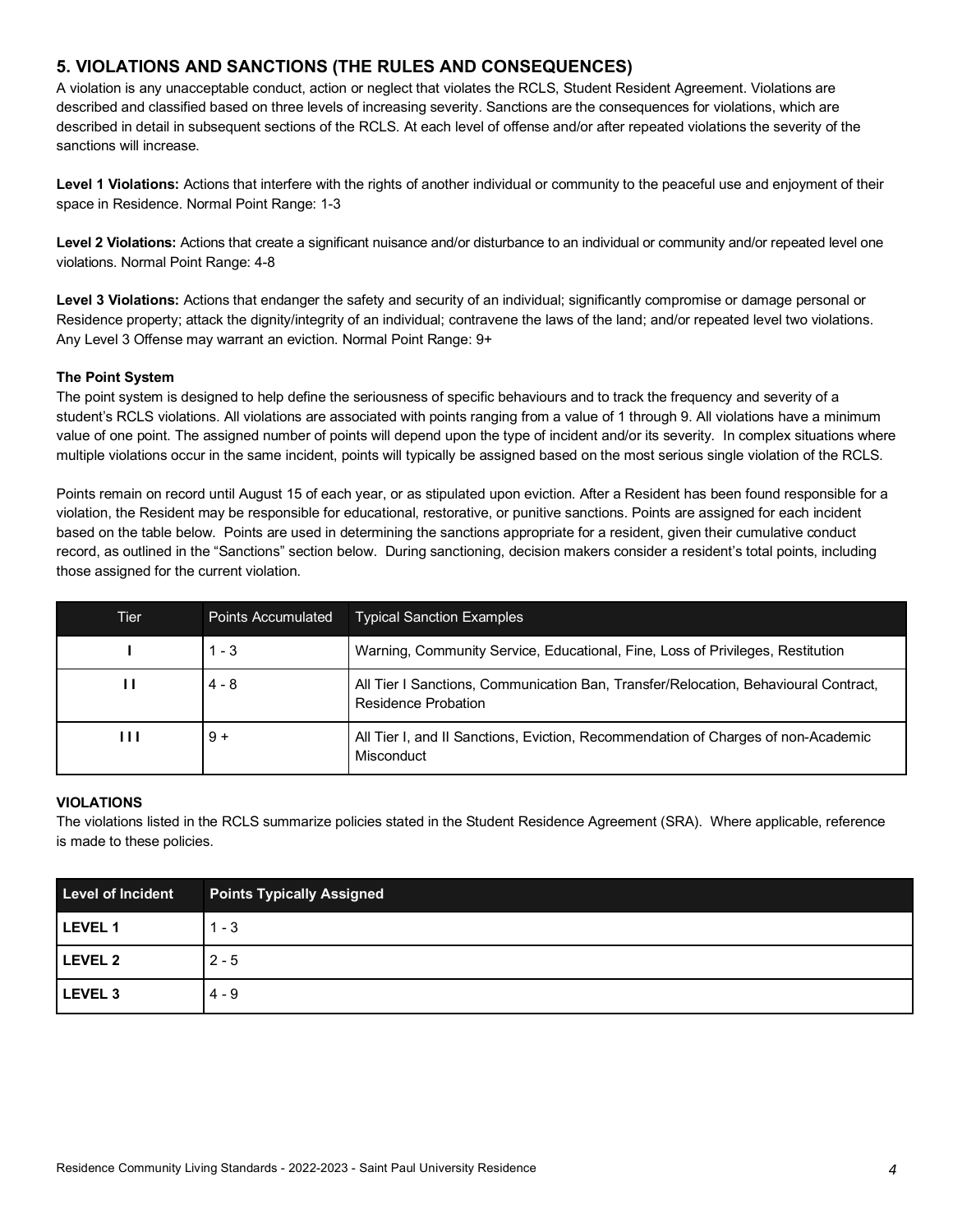## 5. VIOLATIONS AND SANCTIONS (THE RULES AND CONSEQUENCES)

A violation is any unacceptable conduct, action or neglect that violates the RCLS, Student Resident Agreement. Violations are described and classified based on three levels of increasing severity. Sanctions are the consequences for violations, which are described in detail in subsequent sections of the RCLS. At each level of offense and/or after repeated violations the severity of the sanctions will increase.

**Level 1 Violations:** Actions that interfere with the rights of another individual or community to the peaceful use and enjoyment of their space in Residence. Normal Point Range: 1-3

**Level 2 Violations:** Actions that create a significant nuisance and/or disturbance to an individual or community and/or repeated level one violations. Normal Point Range: 4-8

**Level 3 Violations:** Actions that endanger the safety and security of an individual; significantly compromise or damage personal or Residence property; attack the dignity/integrity of an individual; contravene the laws of the land; and/or repeated level two violations. Any Level 3 Offense may warrant an eviction. Normal Point Range: 9+

**The Point System**

The point system is designed to help define the seriousness of specific behaviours and to track the frequency and severity of a student's RCLS violations. All violations are associated with points ranging from a value of 1 through 9. All violations have a minimum value of one point. The assigned number of points will depend upon the type of incident and/or its severity. In complex situations where multiple violations occur in the same incident, points will typically be assigned based on the most serious single violation of the RCLS.

Points remain on record until August 15 of each year, or as stipulated upon eviction. After a Resident has been found responsible for a violation, the Resident may be responsible for educational, restorative, or punitive sanctions. Points are assigned for each incident based on the table below. Points are used in determining the sanctions appropriate for a resident, given their cumulative conduct record, as outlined in the "Sanctions" section below. During sanctioning, decision makers consider a resident's total points, including those assigned for the current violation.

| Tier | Points Accumulated | Typical Sanction Examples |
|---|---|---|
| I | 1 - 3 | Warning, Community Service, Educational, Fine, Loss of Privileges, Restitution |
| I I | 4 - 8 | All Tier I Sanctions, Communication Ban, Transfer/Relocation, Behavioural Contract, Residence Probation |
| I I I | 9 + | All Tier I, and II Sanctions, Eviction, Recommendation of Charges of non-Academic Misconduct |

**VIOLATIONS**

The violations listed in the RCLS summarize policies stated in the Student Residence Agreement (SRA). Where applicable, reference is made to these policies.

| Level of Incident | Points Typically Assigned |
|---|---|
| **LEVEL 1** | 1 - 3 |
| **LEVEL 2** | 2 - 5 |
| **LEVEL 3** | 4 - 9 |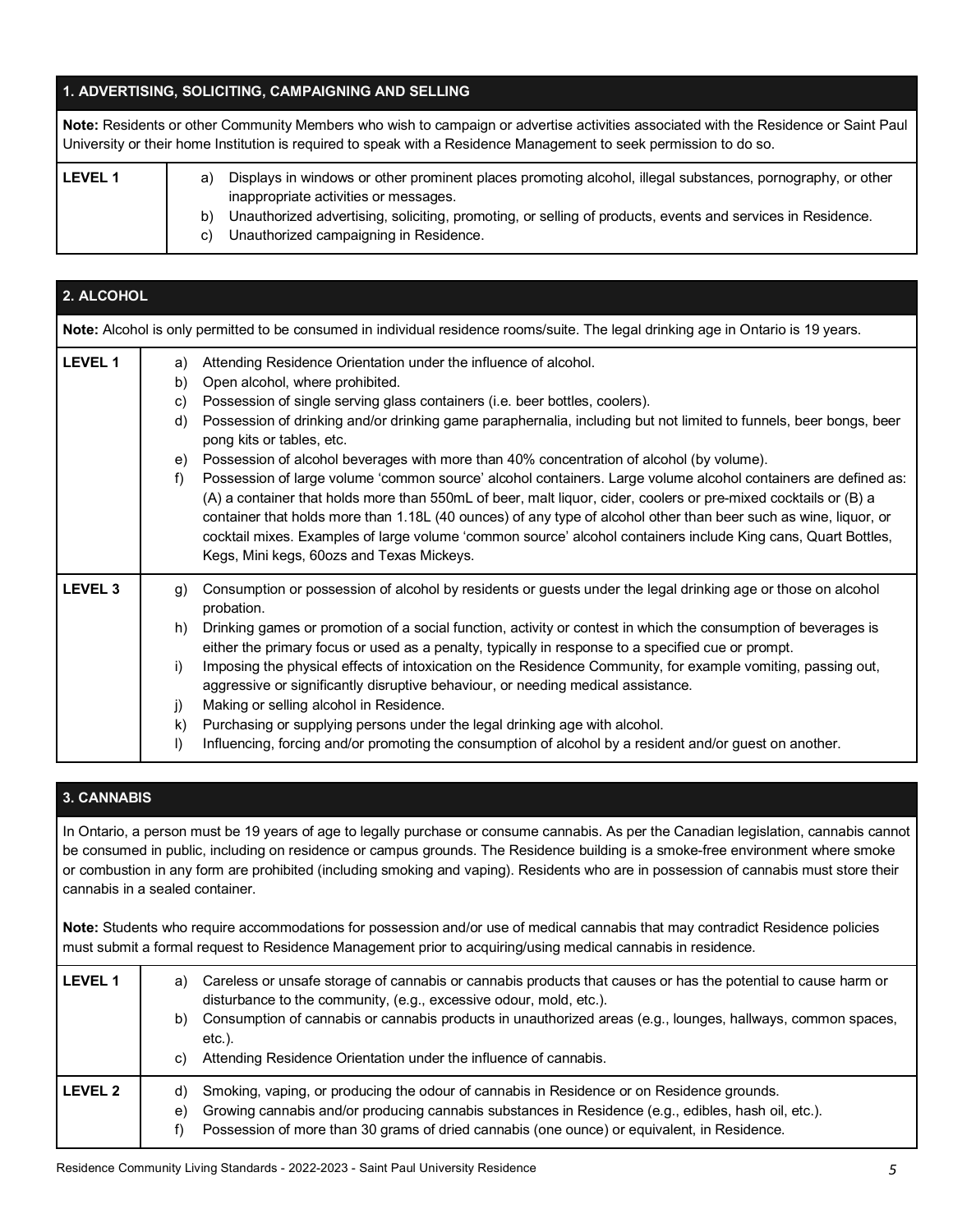## 1. ADVERTISING, SOLICITING, CAMPAIGNING AND SELLING

**Note:** Residents or other Community Members who wish to campaign or advertise activities associated with the Residence or Saint Paul University or their home Institution is required to speak with a Residence Management to seek permission to do so.

| | |
|---|---|
| **LEVEL 1** | a) Displays in windows or other prominent places promoting alcohol, illegal substances, pornography, or other inappropriate activities or messages.<br>b) Unauthorized advertising, soliciting, promoting, or selling of products, events and services in Residence.<br>c) Unauthorized campaigning in Residence. |

## 2. ALCOHOL

**Note:** Alcohol is only permitted to be consumed in individual residence rooms/suite. The legal drinking age in Ontario is 19 years.

| | |
|---|---|
| **LEVEL 1** | a) Attending Residence Orientation under the influence of alcohol.<br>b) Open alcohol, where prohibited.<br>c) Possession of single serving glass containers (i.e. beer bottles, coolers).<br>d) Possession of drinking and/or drinking game paraphernalia, including but not limited to funnels, beer bongs, beer pong kits or tables, etc.<br>e) Possession of alcohol beverages with more than 40% concentration of alcohol (by volume).<br>f) Possession of large volume 'common source' alcohol containers. Large volume alcohol containers are defined as: (A) a container that holds more than 550mL of beer, malt liquor, cider, coolers or pre-mixed cocktails or (B) a container that holds more than 1.18L (40 ounces) of any type of alcohol other than beer such as wine, liquor, or cocktail mixes. Examples of large volume 'common source' alcohol containers include King cans, Quart Bottles, Kegs, Mini kegs, 60ozs and Texas Mickeys. |
| **LEVEL 3** | g) Consumption or possession of alcohol by residents or guests under the legal drinking age or those on alcohol probation.<br>h) Drinking games or promotion of a social function, activity or contest in which the consumption of beverages is either the primary focus or used as a penalty, typically in response to a specified cue or prompt.<br>i) Imposing the physical effects of intoxication on the Residence Community, for example vomiting, passing out, aggressive or significantly disruptive behaviour, or needing medical assistance.<br>j) Making or selling alcohol in Residence.<br>k) Purchasing or supplying persons under the legal drinking age with alcohol.<br>l) Influencing, forcing and/or promoting the consumption of alcohol by a resident and/or guest on another. |

## 3. CANNABIS

In Ontario, a person must be 19 years of age to legally purchase or consume cannabis. As per the Canadian legislation, cannabis cannot be consumed in public, including on residence or campus grounds. The Residence building is a smoke-free environment where smoke or combustion in any form are prohibited (including smoking and vaping). Residents who are in possession of cannabis must store their cannabis in a sealed container.

**Note:** Students who require accommodations for possession and/or use of medical cannabis that may contradict Residence policies must submit a formal request to Residence Management prior to acquiring/using medical cannabis in residence.

| | |
|---|---|
| **LEVEL 1** | a) Careless or unsafe storage of cannabis or cannabis products that causes or has the potential to cause harm or disturbance to the community, (e.g., excessive odour, mold, etc.).<br>b) Consumption of cannabis or cannabis products in unauthorized areas (e.g., lounges, hallways, common spaces, etc.).<br>c) Attending Residence Orientation under the influence of cannabis. |
| **LEVEL 2** | d) Smoking, vaping, or producing the odour of cannabis in Residence or on Residence grounds.<br>e) Growing cannabis and/or producing cannabis substances in Residence (e.g., edibles, hash oil, etc.).<br>f) Possession of more than 30 grams of dried cannabis (one ounce) or equivalent, in Residence. |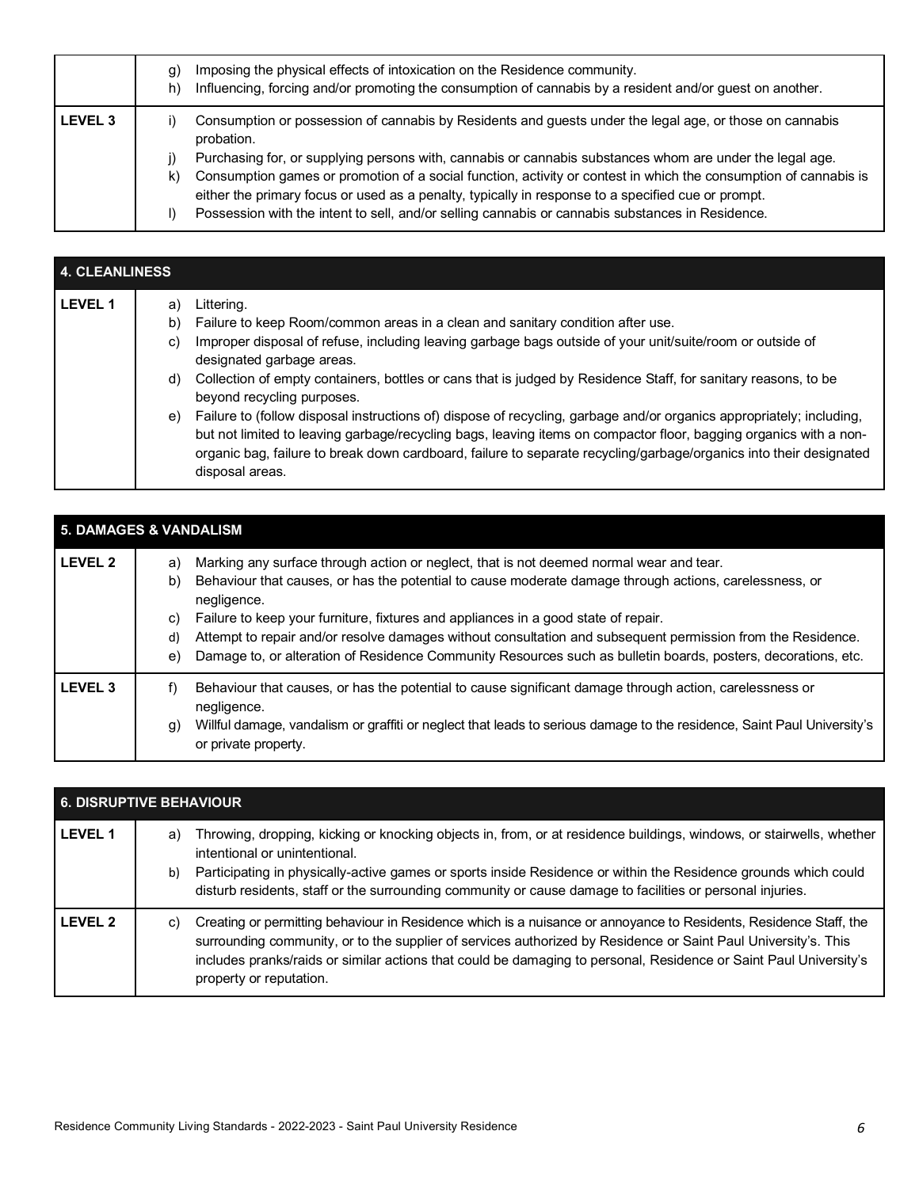| | |
|---|---|
| | g) Imposing the physical effects of intoxication on the Residence community.<br>h) Influencing, forcing and/or promoting the consumption of cannabis by a resident and/or guest on another. |
| **LEVEL 3** | i) Consumption or possession of cannabis by Residents and guests under the legal age, or those on cannabis probation.<br>j) Purchasing for, or supplying persons with, cannabis or cannabis substances whom are under the legal age.<br>k) Consumption games or promotion of a social function, activity or contest in which the consumption of cannabis is either the primary focus or used as a penalty, typically in response to a specified cue or prompt.<br>l) Possession with the intent to sell, and/or selling cannabis or cannabis substances in Residence. |

| **4. CLEANLINESS** | |
|---|---|
| **LEVEL 1** | a) Littering.<br>b) Failure to keep Room/common areas in a clean and sanitary condition after use.<br>c) Improper disposal of refuse, including leaving garbage bags outside of your unit/suite/room or outside of designated garbage areas.<br>d) Collection of empty containers, bottles or cans that is judged by Residence Staff, for sanitary reasons, to be beyond recycling purposes.<br>e) Failure to (follow disposal instructions of) dispose of recycling, garbage and/or organics appropriately; including, but not limited to leaving garbage/recycling bags, leaving items on compactor floor, bagging organics with a non-organic bag, failure to break down cardboard, failure to separate recycling/garbage/organics into their designated disposal areas. |

| **5. DAMAGES & VANDALISM** | |
|---|---|
| **LEVEL 2** | a) Marking any surface through action or neglect, that is not deemed normal wear and tear.<br>b) Behaviour that causes, or has the potential to cause moderate damage through actions, carelessness, or negligence.<br>c) Failure to keep your furniture, fixtures and appliances in a good state of repair.<br>d) Attempt to repair and/or resolve damages without consultation and subsequent permission from the Residence.<br>e) Damage to, or alteration of Residence Community Resources such as bulletin boards, posters, decorations, etc. |
| **LEVEL 3** | f) Behaviour that causes, or has the potential to cause significant damage through action, carelessness or negligence.<br>g) Willful damage, vandalism or graffiti or neglect that leads to serious damage to the residence, Saint Paul University's or private property. |

| **6. DISRUPTIVE BEHAVIOUR** | |
|---|---|
| **LEVEL 1** | a) Throwing, dropping, kicking or knocking objects in, from, or at residence buildings, windows, or stairwells, whether intentional or unintentional.<br>b) Participating in physically-active games or sports inside Residence or within the Residence grounds which could disturb residents, staff or the surrounding community or cause damage to facilities or personal injuries. |
| **LEVEL 2** | c) Creating or permitting behaviour in Residence which is a nuisance or annoyance to Residents, Residence Staff, the surrounding community, or to the supplier of services authorized by Residence or Saint Paul University's. This includes pranks/raids or similar actions that could be damaging to personal, Residence or Saint Paul University's property or reputation. |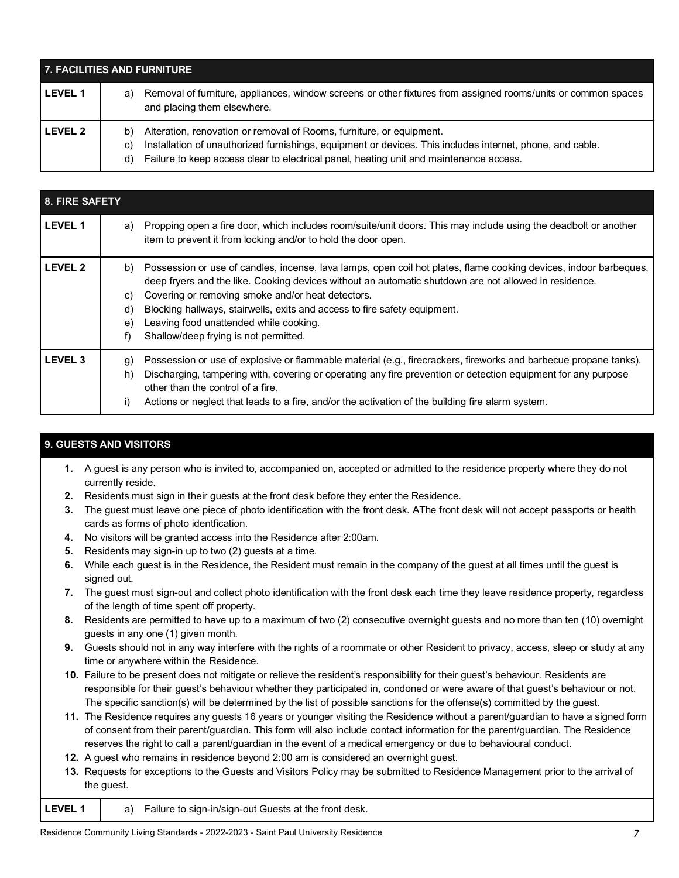| 7. FACILITIES AND FURNITURE | |
|---|---|
| **LEVEL 1** | a) Removal of furniture, appliances, window screens or other fixtures from assigned rooms/units or common spaces and placing them elsewhere. |
| **LEVEL 2** | b) Alteration, renovation or removal of Rooms, furniture, or equipment.<br>c) Installation of unauthorized furnishings, equipment or devices. This includes internet, phone, and cable.<br>d) Failure to keep access clear to electrical panel, heating unit and maintenance access. |

| 8. FIRE SAFETY | |
|---|---|
| **LEVEL 1** | a) Propping open a fire door, which includes room/suite/unit doors. This may include using the deadbolt or another item to prevent it from locking and/or to hold the door open. |
| **LEVEL 2** | b) Possession or use of candles, incense, lava lamps, open coil hot plates, flame cooking devices, indoor barbeques, deep fryers and the like. Cooking devices without an automatic shutdown are not allowed in residence.<br>c) Covering or removing smoke and/or heat detectors.<br>d) Blocking hallways, stairwells, exits and access to fire safety equipment.<br>e) Leaving food unattended while cooking.<br>f) Shallow/deep frying is not permitted. |
| **LEVEL 3** | g) Possession or use of explosive or flammable material (e.g., firecrackers, fireworks and barbecue propane tanks).<br>h) Discharging, tampering with, covering or operating any fire prevention or detection equipment for any purpose other than the control of a fire.<br>i) Actions or neglect that leads to a fire, and/or the activation of the building fire alarm system. |

## 9. GUESTS AND VISITORS

1. A guest is any person who is invited to, accompanied on, accepted or admitted to the residence property where they do not currently reside.
2. Residents must sign in their guests at the front desk before they enter the Residence.
3. The guest must leave one piece of photo identification with the front desk. AThe front desk will not accept passports or health cards as forms of photo identfication.
4. No visitors will be granted access into the Residence after 2:00am.
5. Residents may sign-in up to two (2) guests at a time.
6. While each guest is in the Residence, the Resident must remain in the company of the guest at all times until the guest is signed out.
7. The guest must sign-out and collect photo identification with the front desk each time they leave residence property, regardless of the length of time spent off property.
8. Residents are permitted to have up to a maximum of two (2) consecutive overnight guests and no more than ten (10) overnight guests in any one (1) given month.
9. Guests should not in any way interfere with the rights of a roommate or other Resident to privacy, access, sleep or study at any time or anywhere within the Residence.
10. Failure to be present does not mitigate or relieve the resident's responsibility for their guest's behaviour. Residents are responsible for their guest's behaviour whether they participated in, condoned or were aware of that guest's behaviour or not. The specific sanction(s) will be determined by the list of possible sanctions for the offense(s) committed by the guest.
11. The Residence requires any guests 16 years or younger visiting the Residence without a parent/guardian to have a signed form of consent from their parent/guardian. This form will also include contact information for the parent/guardian. The Residence reserves the right to call a parent/guardian in the event of a medical emergency or due to behavioural conduct.
12. A guest who remains in residence beyond 2:00 am is considered an overnight guest.
13. Requests for exceptions to the Guests and Visitors Policy may be submitted to Residence Management prior to the arrival of the guest.

| | |
|---|---|
| **LEVEL 1** | a) Failure to sign-in/sign-out Guests at the front desk. |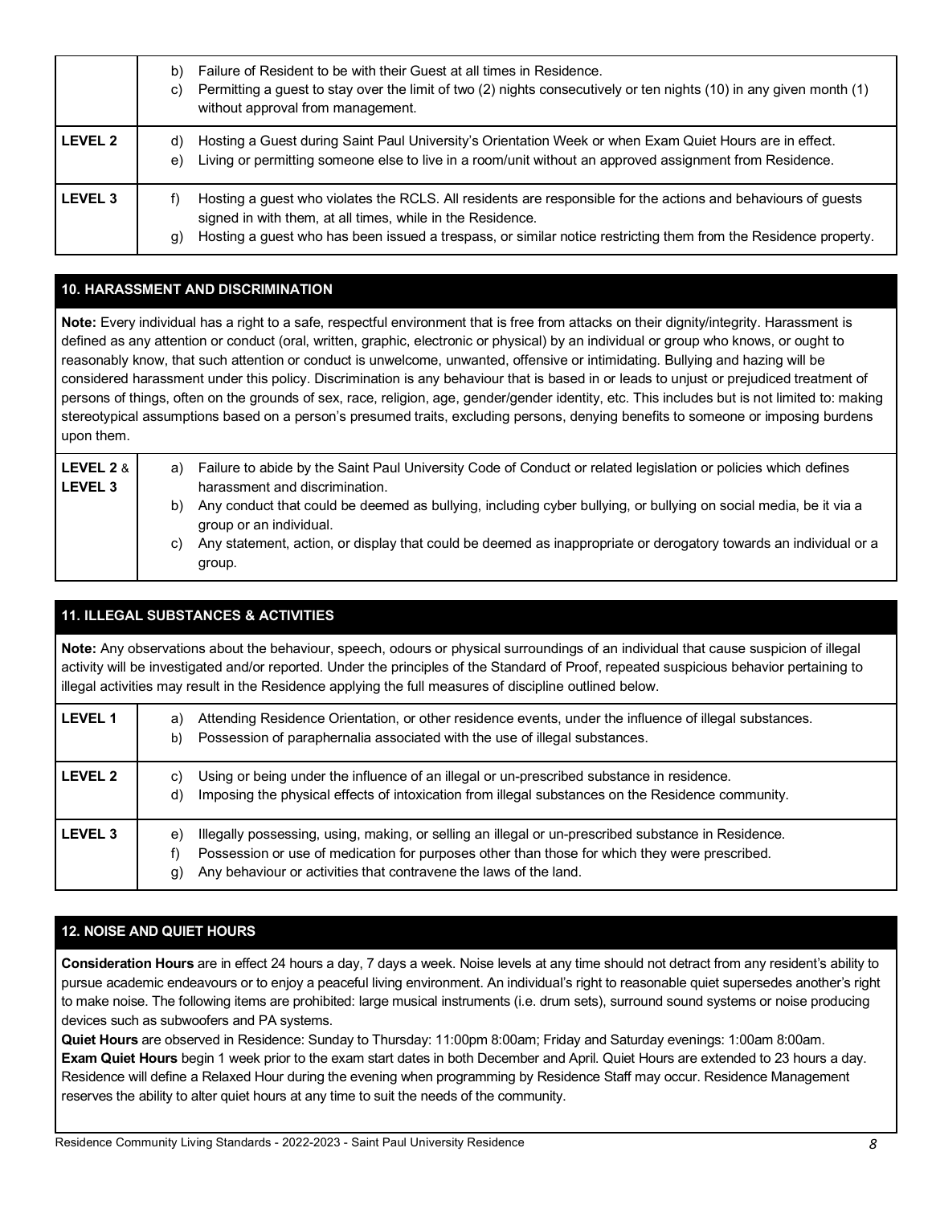| | |
|---|---|
| | b) Failure of Resident to be with their Guest at all times in Residence.<br>c) Permitting a guest to stay over the limit of two (2) nights consecutively or ten nights (10) in any given month (1) without approval from management. |
| **LEVEL 2** | d) Hosting a Guest during Saint Paul University's Orientation Week or when Exam Quiet Hours are in effect.<br>e) Living or permitting someone else to live in a room/unit without an approved assignment from Residence. |
| **LEVEL 3** | f) Hosting a guest who violates the RCLS. All residents are responsible for the actions and behaviours of guests signed in with them, at all times, while in the Residence.<br>g) Hosting a guest who has been issued a trespass, or similar notice restricting them from the Residence property. |

## 10. HARASSMENT AND DISCRIMINATION

**Note:** Every individual has a right to a safe, respectful environment that is free from attacks on their dignity/integrity. Harassment is defined as any attention or conduct (oral, written, graphic, electronic or physical) by an individual or group who knows, or ought to reasonably know, that such attention or conduct is unwelcome, unwanted, offensive or intimidating. Bullying and hazing will be considered harassment under this policy. Discrimination is any behaviour that is based in or leads to unjust or prejudiced treatment of persons of things, often on the grounds of sex, race, religion, age, gender/gender identity, etc. This includes but is not limited to: making stereotypical assumptions based on a person's presumed traits, excluding persons, denying benefits to someone or imposing burdens upon them.

| | |
|---|---|
| **LEVEL 2** & **LEVEL 3** | a) Failure to abide by the Saint Paul University Code of Conduct or related legislation or policies which defines harassment and discrimination.<br>b) Any conduct that could be deemed as bullying, including cyber bullying, or bullying on social media, be it via a group or an individual.<br>c) Any statement, action, or display that could be deemed as inappropriate or derogatory towards an individual or a group. |

## 11. ILLEGAL SUBSTANCES & ACTIVITIES

**Note:** Any observations about the behaviour, speech, odours or physical surroundings of an individual that cause suspicion of illegal activity will be investigated and/or reported. Under the principles of the Standard of Proof, repeated suspicious behavior pertaining to illegal activities may result in the Residence applying the full measures of discipline outlined below.

| | |
|---|---|
| **LEVEL 1** | a) Attending Residence Orientation, or other residence events, under the influence of illegal substances.<br>b) Possession of paraphernalia associated with the use of illegal substances. |
| **LEVEL 2** | c) Using or being under the influence of an illegal or un-prescribed substance in residence.<br>d) Imposing the physical effects of intoxication from illegal substances on the Residence community. |
| **LEVEL 3** | e) Illegally possessing, using, making, or selling an illegal or un-prescribed substance in Residence.<br>f) Possession or use of medication for purposes other than those for which they were prescribed.<br>g) Any behaviour or activities that contravene the laws of the land. |

## 12. NOISE AND QUIET HOURS

**Consideration Hours** are in effect 24 hours a day, 7 days a week. Noise levels at any time should not detract from any resident's ability to pursue academic endeavours or to enjoy a peaceful living environment. An individual's right to reasonable quiet supersedes another's right to make noise. The following items are prohibited: large musical instruments (i.e. drum sets), surround sound systems or noise producing devices such as subwoofers and PA systems.

**Quiet Hours** are observed in Residence: Sunday to Thursday: 11:00pm 8:00am; Friday and Saturday evenings: 1:00am 8:00am.

**Exam Quiet Hours** begin 1 week prior to the exam start dates in both December and April. Quiet Hours are extended to 23 hours a day. Residence will define a Relaxed Hour during the evening when programming by Residence Staff may occur. Residence Management reserves the ability to alter quiet hours at any time to suit the needs of the community.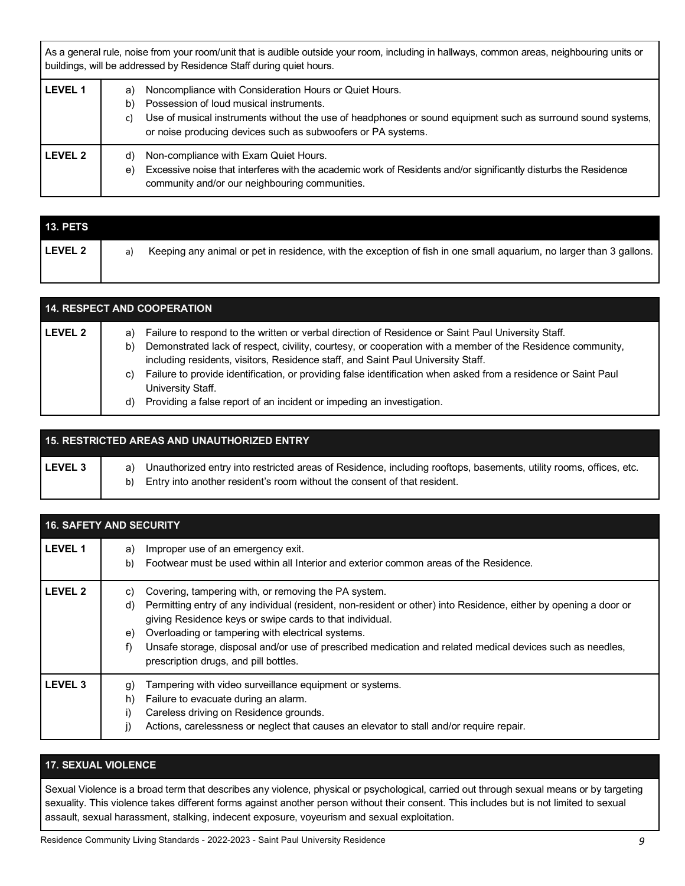| As a general rule, noise from your room/unit that is audible outside your room, including in hallways, common areas, neighbouring units or buildings, will be addressed by Residence Staff during quiet hours. | |
|---|---|
| **LEVEL 1** | a) Noncompliance with Consideration Hours or Quiet Hours.<br>b) Possession of loud musical instruments.<br>c) Use of musical instruments without the use of headphones or sound equipment such as surround sound systems, or noise producing devices such as subwoofers or PA systems. |
| **LEVEL 2** | d) Non-compliance with Exam Quiet Hours.<br>e) Excessive noise that interferes with the academic work of Residents and/or significantly disturbs the Residence community and/or our neighbouring communities. |

| **13. PETS** | |
|---|---|
| **LEVEL 2** | a) Keeping any animal or pet in residence, with the exception of fish in one small aquarium, no larger than 3 gallons. |

| **14. RESPECT AND COOPERATION** | |
|---|---|
| **LEVEL 2** | a) Failure to respond to the written or verbal direction of Residence or Saint Paul University Staff.<br>b) Demonstrated lack of respect, civility, courtesy, or cooperation with a member of the Residence community, including residents, visitors, Residence staff, and Saint Paul University Staff.<br>c) Failure to provide identification, or providing false identification when asked from a residence or Saint Paul University Staff.<br>d) Providing a false report of an incident or impeding an investigation. |

| **15. RESTRICTED AREAS AND UNAUTHORIZED ENTRY** | |
|---|---|
| **LEVEL 3** | a) Unauthorized entry into restricted areas of Residence, including rooftops, basements, utility rooms, offices, etc.<br>b) Entry into another resident's room without the consent of that resident. |

| **16. SAFETY AND SECURITY** | |
|---|---|
| **LEVEL 1** | a) Improper use of an emergency exit.<br>b) Footwear must be used within all Interior and exterior common areas of the Residence. |
| **LEVEL 2** | c) Covering, tampering with, or removing the PA system.<br>d) Permitting entry of any individual (resident, non-resident or other) into Residence, either by opening a door or giving Residence keys or swipe cards to that individual.<br>e) Overloading or tampering with electrical systems.<br>f) Unsafe storage, disposal and/or use of prescribed medication and related medical devices such as needles, prescription drugs, and pill bottles. |
| **LEVEL 3** | g) Tampering with video surveillance equipment or systems.<br>h) Failure to evacuate during an alarm.<br>i) Careless driving on Residence grounds.<br>j) Actions, carelessness or neglect that causes an elevator to stall and/or require repair. |

| **17. SEXUAL VIOLENCE** |
|---|
| Sexual Violence is a broad term that describes any violence, physical or psychological, carried out through sexual means or by targeting sexuality. This violence takes different forms against another person without their consent. This includes but is not limited to sexual assault, sexual harassment, stalking, indecent exposure, voyeurism and sexual exploitation. |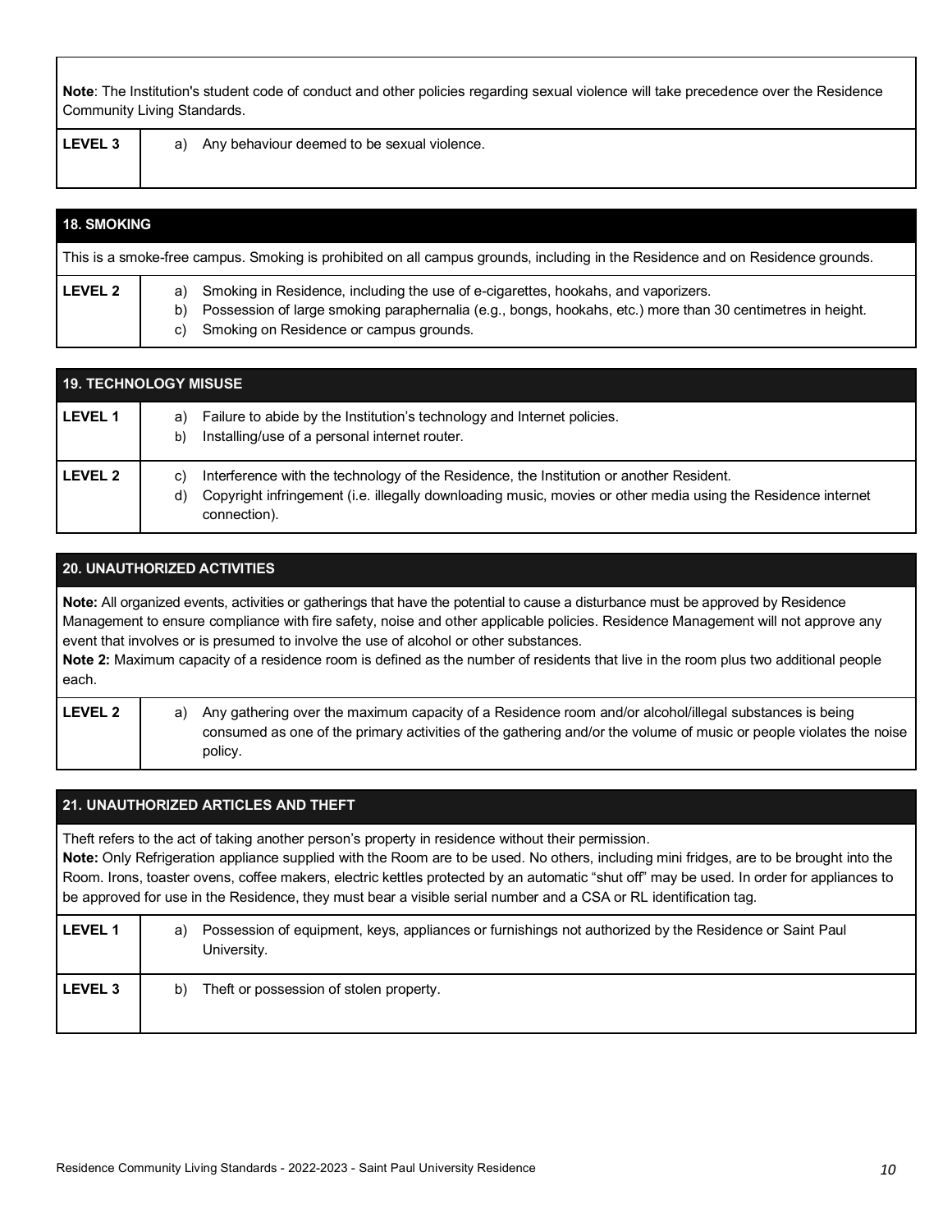**Note**: The Institution's student code of conduct and other policies regarding sexual violence will take precedence over the Residence Community Living Standards.

| | |
|---|---|
| **LEVEL 3** | a) Any behaviour deemed to be sexual violence. |

## 18. SMOKING

This is a smoke-free campus. Smoking is prohibited on all campus grounds, including in the Residence and on Residence grounds.

| | |
|---|---|
| **LEVEL 2** | a) Smoking in Residence, including the use of e-cigarettes, hookahs, and vaporizers.<br>b) Possession of large smoking paraphernalia (e.g., bongs, hookahs, etc.) more than 30 centimetres in height.<br>c) Smoking on Residence or campus grounds. |

## 19. TECHNOLOGY MISUSE

| | |
|---|---|
| **LEVEL 1** | a) Failure to abide by the Institution's technology and Internet policies.<br>b) Installing/use of a personal internet router. |
| **LEVEL 2** | c) Interference with the technology of the Residence, the Institution or another Resident.<br>d) Copyright infringement (i.e. illegally downloading music, movies or other media using the Residence internet connection). |

## 20. UNAUTHORIZED ACTIVITIES

**Note:** All organized events, activities or gatherings that have the potential to cause a disturbance must be approved by Residence Management to ensure compliance with fire safety, noise and other applicable policies. Residence Management will not approve any event that involves or is presumed to involve the use of alcohol or other substances.
**Note 2:** Maximum capacity of a residence room is defined as the number of residents that live in the room plus two additional people each.

| | |
|---|---|
| **LEVEL 2** | a) Any gathering over the maximum capacity of a Residence room and/or alcohol/illegal substances is being consumed as one of the primary activities of the gathering and/or the volume of music or people violates the noise policy. |

## 21. UNAUTHORIZED ARTICLES AND THEFT

Theft refers to the act of taking another person's property in residence without their permission.
**Note:** Only Refrigeration appliance supplied with the Room are to be used. No others, including mini fridges, are to be brought into the Room. Irons, toaster ovens, coffee makers, electric kettles protected by an automatic "shut off" may be used. In order for appliances to be approved for use in the Residence, they must bear a visible serial number and a CSA or RL identification tag.

| | |
|---|---|
| **LEVEL 1** | a) Possession of equipment, keys, appliances or furnishings not authorized by the Residence or Saint Paul University. |
| **LEVEL 3** | b) Theft or possession of stolen property. |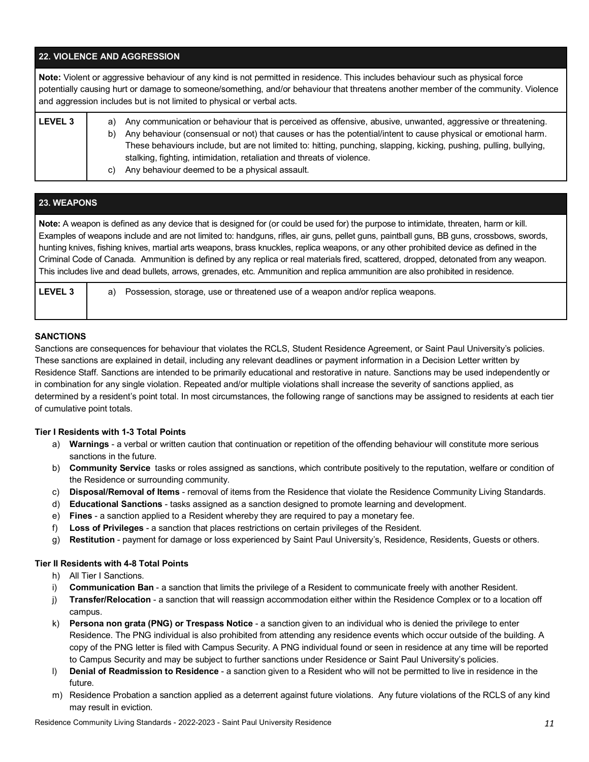| 22. VIOLENCE AND AGGRESSION | |
|---|---|
| **Note:** Violent or aggressive behaviour of any kind is not permitted in residence. This includes behaviour such as physical force potentially causing hurt or damage to someone/something, and/or behaviour that threatens another member of the community. Violence and aggression includes but is not limited to physical or verbal acts. | |
| **LEVEL 3** | a) Any communication or behaviour that is perceived as offensive, abusive, unwanted, aggressive or threatening.<br>b) Any behaviour (consensual or not) that causes or has the potential/intent to cause physical or emotional harm. These behaviours include, but are not limited to: hitting, punching, slapping, kicking, pushing, pulling, bullying, stalking, fighting, intimidation, retaliation and threats of violence.<br>c) Any behaviour deemed to be a physical assault. |

| 23. WEAPONS | |
|---|---|
| **Note:** A weapon is defined as any device that is designed for (or could be used for) the purpose to intimidate, threaten, harm or kill. Examples of weapons include and are not limited to: handguns, rifles, air guns, pellet guns, paintball guns, BB guns, crossbows, swords, hunting knives, fishing knives, martial arts weapons, brass knuckles, replica weapons, or any other prohibited device as defined in the Criminal Code of Canada. Ammunition is defined by any replica or real materials fired, scattered, dropped, detonated from any weapon. This includes live and dead bullets, arrows, grenades, etc. Ammunition and replica ammunition are also prohibited in residence. | |
| **LEVEL 3** | a) Possession, storage, use or threatened use of a weapon and/or replica weapons. |

## SANCTIONS

Sanctions are consequences for behaviour that violates the RCLS, Student Residence Agreement, or Saint Paul University's policies. These sanctions are explained in detail, including any relevant deadlines or payment information in a Decision Letter written by Residence Staff. Sanctions are intended to be primarily educational and restorative in nature. Sanctions may be used independently or in combination for any single violation. Repeated and/or multiple violations shall increase the severity of sanctions applied, as determined by a resident's point total. In most circumstances, the following range of sanctions may be assigned to residents at each tier of cumulative point totals.

### Tier I Residents with 1-3 Total Points

a) **Warnings** - a verbal or written caution that continuation or repetition of the offending behaviour will constitute more serious sanctions in the future.
b) **Community Service** tasks or roles assigned as sanctions, which contribute positively to the reputation, welfare or condition of the Residence or surrounding community.
c) **Disposal/Removal of Items** - removal of items from the Residence that violate the Residence Community Living Standards.
d) **Educational Sanctions** - tasks assigned as a sanction designed to promote learning and development.
e) **Fines** - a sanction applied to a Resident whereby they are required to pay a monetary fee.
f) **Loss of Privileges** - a sanction that places restrictions on certain privileges of the Resident.
g) **Restitution** - payment for damage or loss experienced by Saint Paul University's, Residence, Residents, Guests or others.

### Tier II Residents with 4-8 Total Points

h) All Tier I Sanctions.
i) **Communication Ban** - a sanction that limits the privilege of a Resident to communicate freely with another Resident.
j) **Transfer/Relocation** - a sanction that will reassign accommodation either within the Residence Complex or to a location off campus.
k) **Persona non grata (PNG) or Trespass Notice** - a sanction given to an individual who is denied the privilege to enter Residence. The PNG individual is also prohibited from attending any residence events which occur outside of the building. A copy of the PNG letter is filed with Campus Security. A PNG individual found or seen in residence at any time will be reported to Campus Security and may be subject to further sanctions under Residence or Saint Paul University's policies.
l) **Denial of Readmission to Residence** - a sanction given to a Resident who will not be permitted to live in residence in the future.
m) Residence Probation a sanction applied as a deterrent against future violations. Any future violations of the RCLS of any kind may result in eviction.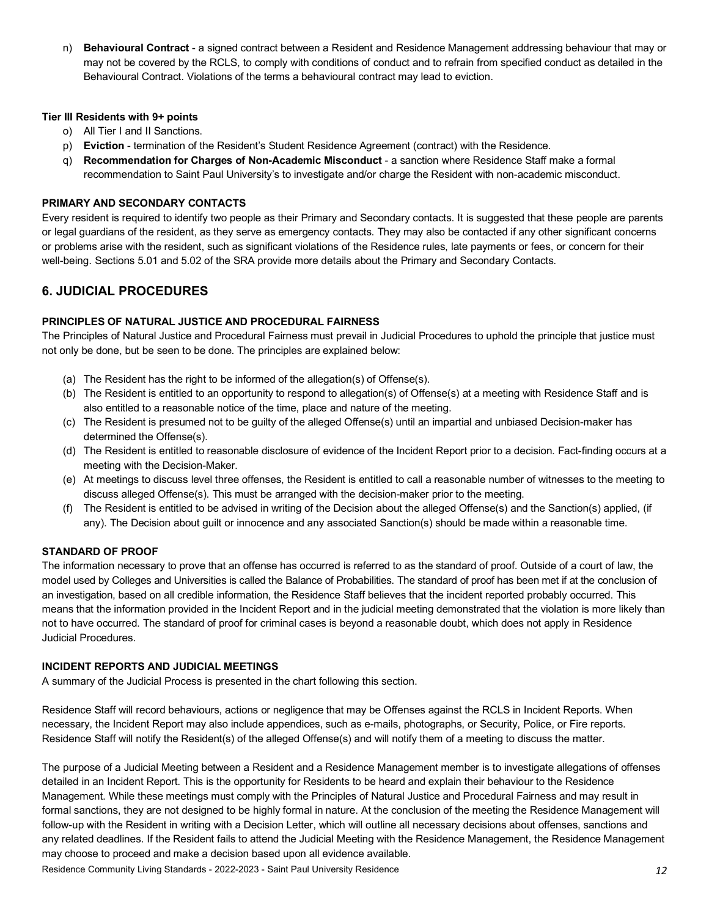n) **Behavioural Contract** - a signed contract between a Resident and Residence Management addressing behaviour that may or may not be covered by the RCLS, to comply with conditions of conduct and to refrain from specified conduct as detailed in the Behavioural Contract. Violations of the terms a behavioural contract may lead to eviction.

**Tier III Residents with 9+ points**

o) All Tier I and II Sanctions.

p) **Eviction** - termination of the Resident's Student Residence Agreement (contract) with the Residence.

q) **Recommendation for Charges of Non-Academic Misconduct** - a sanction where Residence Staff make a formal recommendation to Saint Paul University's to investigate and/or charge the Resident with non-academic misconduct.

**PRIMARY AND SECONDARY CONTACTS**

Every resident is required to identify two people as their Primary and Secondary contacts. It is suggested that these people are parents or legal guardians of the resident, as they serve as emergency contacts. They may also be contacted if any other significant concerns or problems arise with the resident, such as significant violations of the Residence rules, late payments or fees, or concern for their well-being. Sections 5.01 and 5.02 of the SRA provide more details about the Primary and Secondary Contacts.

## 6. JUDICIAL PROCEDURES

**PRINCIPLES OF NATURAL JUSTICE AND PROCEDURAL FAIRNESS**

The Principles of Natural Justice and Procedural Fairness must prevail in Judicial Procedures to uphold the principle that justice must not only be done, but be seen to be done. The principles are explained below:

(a) The Resident has the right to be informed of the allegation(s) of Offense(s).

(b) The Resident is entitled to an opportunity to respond to allegation(s) of Offense(s) at a meeting with Residence Staff and is also entitled to a reasonable notice of the time, place and nature of the meeting.

(c) The Resident is presumed not to be guilty of the alleged Offense(s) until an impartial and unbiased Decision-maker has determined the Offense(s).

(d) The Resident is entitled to reasonable disclosure of evidence of the Incident Report prior to a decision. Fact-finding occurs at a meeting with the Decision-Maker.

(e) At meetings to discuss level three offenses, the Resident is entitled to call a reasonable number of witnesses to the meeting to discuss alleged Offense(s). This must be arranged with the decision-maker prior to the meeting.

(f) The Resident is entitled to be advised in writing of the Decision about the alleged Offense(s) and the Sanction(s) applied, (if any). The Decision about guilt or innocence and any associated Sanction(s) should be made within a reasonable time.

**STANDARD OF PROOF**

The information necessary to prove that an offense has occurred is referred to as the standard of proof. Outside of a court of law, the model used by Colleges and Universities is called the Balance of Probabilities. The standard of proof has been met if at the conclusion of an investigation, based on all credible information, the Residence Staff believes that the incident reported probably occurred. This means that the information provided in the Incident Report and in the judicial meeting demonstrated that the violation is more likely than not to have occurred. The standard of proof for criminal cases is beyond a reasonable doubt, which does not apply in Residence Judicial Procedures.

**INCIDENT REPORTS AND JUDICIAL MEETINGS**

A summary of the Judicial Process is presented in the chart following this section.

Residence Staff will record behaviours, actions or negligence that may be Offenses against the RCLS in Incident Reports. When necessary, the Incident Report may also include appendices, such as e-mails, photographs, or Security, Police, or Fire reports. Residence Staff will notify the Resident(s) of the alleged Offense(s) and will notify them of a meeting to discuss the matter.

The purpose of a Judicial Meeting between a Resident and a Residence Management member is to investigate allegations of offenses detailed in an Incident Report. This is the opportunity for Residents to be heard and explain their behaviour to the Residence Management. While these meetings must comply with the Principles of Natural Justice and Procedural Fairness and may result in formal sanctions, they are not designed to be highly formal in nature. At the conclusion of the meeting the Residence Management will follow-up with the Resident in writing with a Decision Letter, which will outline all necessary decisions about offenses, sanctions and any related deadlines. If the Resident fails to attend the Judicial Meeting with the Residence Management, the Residence Management may choose to proceed and make a decision based upon all evidence available.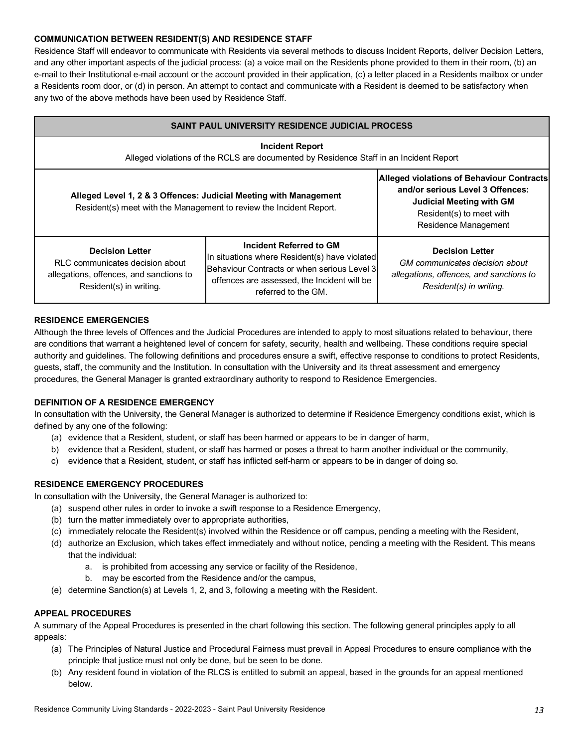**COMMUNICATION BETWEEN RESIDENT(S) AND RESIDENCE STAFF**

Residence Staff will endeavor to communicate with Residents via several methods to discuss Incident Reports, deliver Decision Letters, and any other important aspects of the judicial process: (a) a voice mail on the Residents phone provided to them in their room, (b) an e-mail to their Institutional e-mail account or the account provided in their application, (c) a letter placed in a Residents mailbox or under a Residents room door, or (d) in person. An attempt to contact and communicate with a Resident is deemed to be satisfactory when any two of the above methods have been used by Residence Staff.

| **SAINT PAUL UNIVERSITY RESIDENCE JUDICIAL PROCESS** | | |
|---|---|---|
| **Incident Report**<br>Alleged violations of the RCLS are documented by Residence Staff in an Incident Report | | |
| **Alleged Level 1, 2 & 3 Offences: Judicial Meeting with Management**<br>Resident(s) meet with the Management to review the Incident Report. | | **Alleged violations of Behaviour Contracts and/or serious Level 3 Offences: Judicial Meeting with GM**<br>Resident(s) to meet with Residence Management |
| **Decision Letter**<br>RLC communicates decision about allegations, offences, and sanctions to Resident(s) in writing. | **Incident Referred to GM**<br>In situations where Resident(s) have violated Behaviour Contracts or when serious Level 3 offences are assessed, the Incident will be referred to the GM. | **Decision Letter**<br>*GM communicates decision about allegations, offences, and sanctions to Resident(s) in writing.* |

**RESIDENCE EMERGENCIES**

Although the three levels of Offences and the Judicial Procedures are intended to apply to most situations related to behaviour, there are conditions that warrant a heightened level of concern for safety, security, health and wellbeing. These conditions require special authority and guidelines. The following definitions and procedures ensure a swift, effective response to conditions to protect Residents, guests, staff, the community and the Institution. In consultation with the University and its threat assessment and emergency procedures, the General Manager is granted extraordinary authority to respond to Residence Emergencies.

**DEFINITION OF A RESIDENCE EMERGENCY**

In consultation with the University, the General Manager is authorized to determine if Residence Emergency conditions exist, which is defined by any one of the following:

(a) evidence that a Resident, student, or staff has been harmed or appears to be in danger of harm,
b) evidence that a Resident, student, or staff has harmed or poses a threat to harm another individual or the community,
c) evidence that a Resident, student, or staff has inflicted self-harm or appears to be in danger of doing so.

**RESIDENCE EMERGENCY PROCEDURES**

In consultation with the University, the General Manager is authorized to:

(a) suspend other rules in order to invoke a swift response to a Residence Emergency,
(b) turn the matter immediately over to appropriate authorities,
(c) immediately relocate the Resident(s) involved within the Residence or off campus, pending a meeting with the Resident,
(d) authorize an Exclusion, which takes effect immediately and without notice, pending a meeting with the Resident. This means that the individual:
    a. is prohibited from accessing any service or facility of the Residence,
    b. may be escorted from the Residence and/or the campus,
(e) determine Sanction(s) at Levels 1, 2, and 3, following a meeting with the Resident.

**APPEAL PROCEDURES**

A summary of the Appeal Procedures is presented in the chart following this section. The following general principles apply to all appeals:

(a) The Principles of Natural Justice and Procedural Fairness must prevail in Appeal Procedures to ensure compliance with the principle that justice must not only be done, but be seen to be done.
(b) Any resident found in violation of the RLCS is entitled to submit an appeal, based in the grounds for an appeal mentioned below.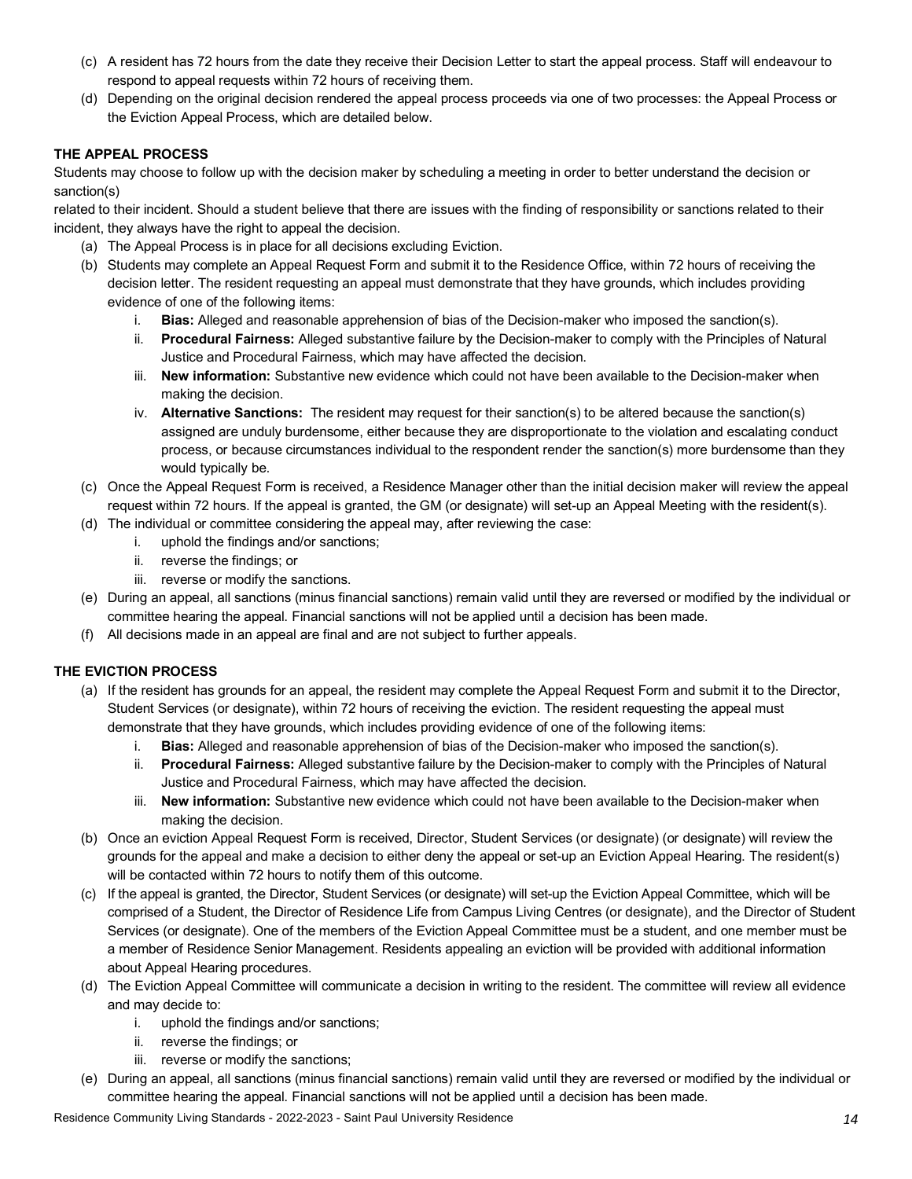(c) A resident has 72 hours from the date they receive their Decision Letter to start the appeal process. Staff will endeavour to respond to appeal requests within 72 hours of receiving them.

(d) Depending on the original decision rendered the appeal process proceeds via one of two processes: the Appeal Process or the Eviction Appeal Process, which are detailed below.

**THE APPEAL PROCESS**

Students may choose to follow up with the decision maker by scheduling a meeting in order to better understand the decision or sanction(s) related to their incident. Should a student believe that there are issues with the finding of responsibility or sanctions related to their incident, they always have the right to appeal the decision.

(a) The Appeal Process is in place for all decisions excluding Eviction.

(b) Students may complete an Appeal Request Form and submit it to the Residence Office, within 72 hours of receiving the decision letter. The resident requesting an appeal must demonstrate that they have grounds, which includes providing evidence of one of the following items:

  i. **Bias:** Alleged and reasonable apprehension of bias of the Decision-maker who imposed the sanction(s).

  ii. **Procedural Fairness:** Alleged substantive failure by the Decision-maker to comply with the Principles of Natural Justice and Procedural Fairness, which may have affected the decision.

  iii. **New information:** Substantive new evidence which could not have been available to the Decision-maker when making the decision.

  iv. **Alternative Sanctions:** The resident may request for their sanction(s) to be altered because the sanction(s) assigned are unduly burdensome, either because they are disproportionate to the violation and escalating conduct process, or because circumstances individual to the respondent render the sanction(s) more burdensome than they would typically be.

(c) Once the Appeal Request Form is received, a Residence Manager other than the initial decision maker will review the appeal request within 72 hours. If the appeal is granted, the GM (or designate) will set-up an Appeal Meeting with the resident(s).

(d) The individual or committee considering the appeal may, after reviewing the case:

  i. uphold the findings and/or sanctions;

  ii. reverse the findings; or

  iii. reverse or modify the sanctions.

(e) During an appeal, all sanctions (minus financial sanctions) remain valid until they are reversed or modified by the individual or committee hearing the appeal. Financial sanctions will not be applied until a decision has been made.

(f) All decisions made in an appeal are final and are not subject to further appeals.

**THE EVICTION PROCESS**

(a) If the resident has grounds for an appeal, the resident may complete the Appeal Request Form and submit it to the Director, Student Services (or designate), within 72 hours of receiving the eviction. The resident requesting the appeal must demonstrate that they have grounds, which includes providing evidence of one of the following items:

  i. **Bias:** Alleged and reasonable apprehension of bias of the Decision-maker who imposed the sanction(s).

  ii. **Procedural Fairness:** Alleged substantive failure by the Decision-maker to comply with the Principles of Natural Justice and Procedural Fairness, which may have affected the decision.

  iii. **New information:** Substantive new evidence which could not have been available to the Decision-maker when making the decision.

(b) Once an eviction Appeal Request Form is received, Director, Student Services (or designate) (or designate) will review the grounds for the appeal and make a decision to either deny the appeal or set-up an Eviction Appeal Hearing. The resident(s) will be contacted within 72 hours to notify them of this outcome.

(c) If the appeal is granted, the Director, Student Services (or designate) will set-up the Eviction Appeal Committee, which will be comprised of a Student, the Director of Residence Life from Campus Living Centres (or designate), and the Director of Student Services (or designate). One of the members of the Eviction Appeal Committee must be a student, and one member must be a member of Residence Senior Management. Residents appealing an eviction will be provided with additional information about Appeal Hearing procedures.

(d) The Eviction Appeal Committee will communicate a decision in writing to the resident. The committee will review all evidence and may decide to:

  i. uphold the findings and/or sanctions;

  ii. reverse the findings; or

  iii. reverse or modify the sanctions;

(e) During an appeal, all sanctions (minus financial sanctions) remain valid until they are reversed or modified by the individual or committee hearing the appeal. Financial sanctions will not be applied until a decision has been made.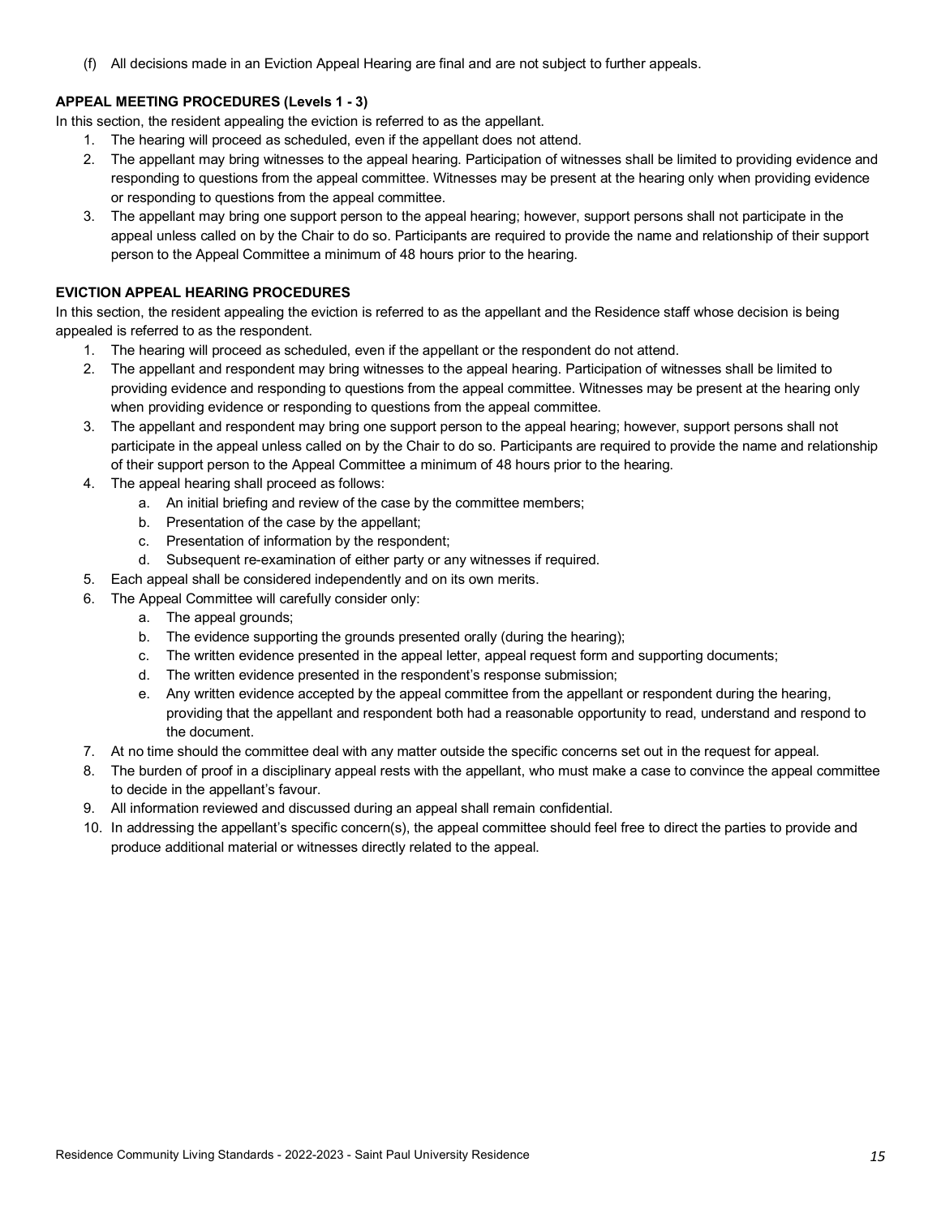(f) All decisions made in an Eviction Appeal Hearing are final and are not subject to further appeals.

**APPEAL MEETING PROCEDURES (Levels 1 - 3)**

In this section, the resident appealing the eviction is referred to as the appellant.

1. The hearing will proceed as scheduled, even if the appellant does not attend.
2. The appellant may bring witnesses to the appeal hearing. Participation of witnesses shall be limited to providing evidence and responding to questions from the appeal committee. Witnesses may be present at the hearing only when providing evidence or responding to questions from the appeal committee.
3. The appellant may bring one support person to the appeal hearing; however, support persons shall not participate in the appeal unless called on by the Chair to do so. Participants are required to provide the name and relationship of their support person to the Appeal Committee a minimum of 48 hours prior to the hearing.

**EVICTION APPEAL HEARING PROCEDURES**

In this section, the resident appealing the eviction is referred to as the appellant and the Residence staff whose decision is being appealed is referred to as the respondent.

1. The hearing will proceed as scheduled, even if the appellant or the respondent do not attend.
2. The appellant and respondent may bring witnesses to the appeal hearing. Participation of witnesses shall be limited to providing evidence and responding to questions from the appeal committee. Witnesses may be present at the hearing only when providing evidence or responding to questions from the appeal committee.
3. The appellant and respondent may bring one support person to the appeal hearing; however, support persons shall not participate in the appeal unless called on by the Chair to do so. Participants are required to provide the name and relationship of their support person to the Appeal Committee a minimum of 48 hours prior to the hearing.
4. The appeal hearing shall proceed as follows:
   a. An initial briefing and review of the case by the committee members;
   b. Presentation of the case by the appellant;
   c. Presentation of information by the respondent;
   d. Subsequent re-examination of either party or any witnesses if required.
5. Each appeal shall be considered independently and on its own merits.
6. The Appeal Committee will carefully consider only:
   a. The appeal grounds;
   b. The evidence supporting the grounds presented orally (during the hearing);
   c. The written evidence presented in the appeal letter, appeal request form and supporting documents;
   d. The written evidence presented in the respondent's response submission;
   e. Any written evidence accepted by the appeal committee from the appellant or respondent during the hearing, providing that the appellant and respondent both had a reasonable opportunity to read, understand and respond to the document.
7. At no time should the committee deal with any matter outside the specific concerns set out in the request for appeal.
8. The burden of proof in a disciplinary appeal rests with the appellant, who must make a case to convince the appeal committee to decide in the appellant's favour.
9. All information reviewed and discussed during an appeal shall remain confidential.
10. In addressing the appellant's specific concern(s), the appeal committee should feel free to direct the parties to provide and produce additional material or witnesses directly related to the appeal.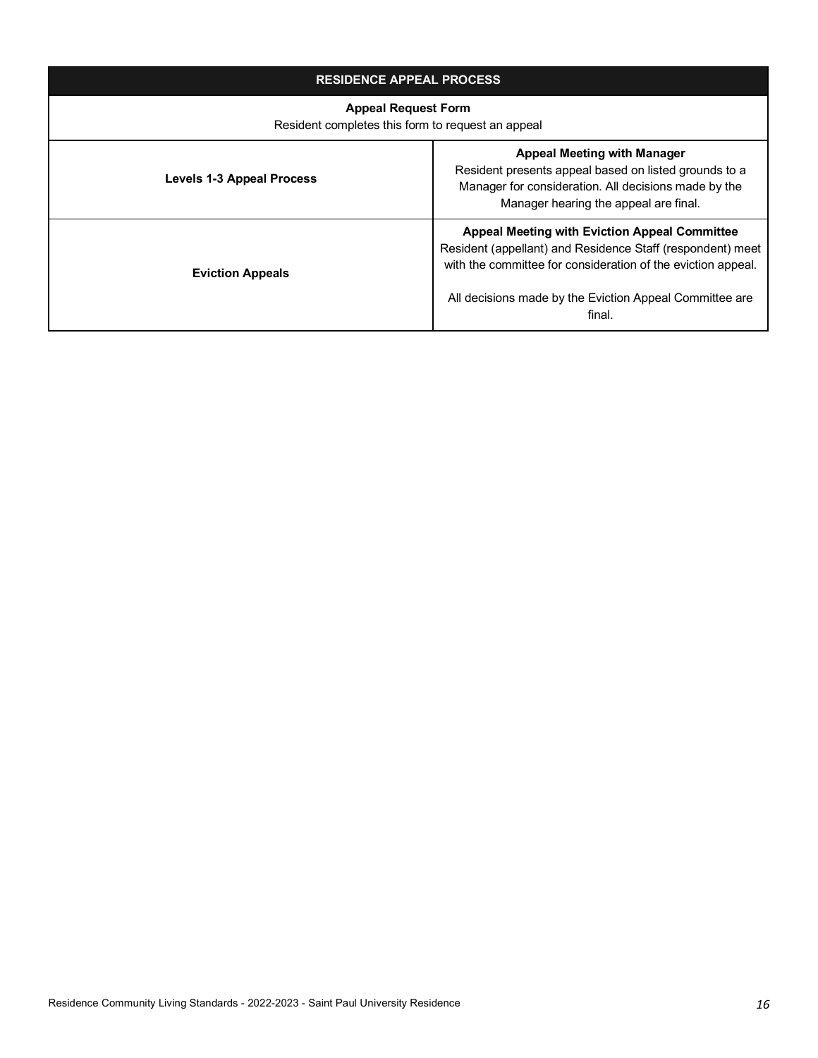| RESIDENCE APPEAL PROCESS | |
|---|---|
| **Appeal Request Form**<br>Resident completes this form to request an appeal | |
| **Levels 1-3 Appeal Process** | **Appeal Meeting with Manager**<br>Resident presents appeal based on listed grounds to a Manager for consideration. All decisions made by the Manager hearing the appeal are final. |
| **Eviction Appeals** | **Appeal Meeting with Eviction Appeal Committee**<br>Resident (appellant) and Residence Staff (respondent) meet with the committee for consideration of the eviction appeal.<br><br>All decisions made by the Eviction Appeal Committee are final. |